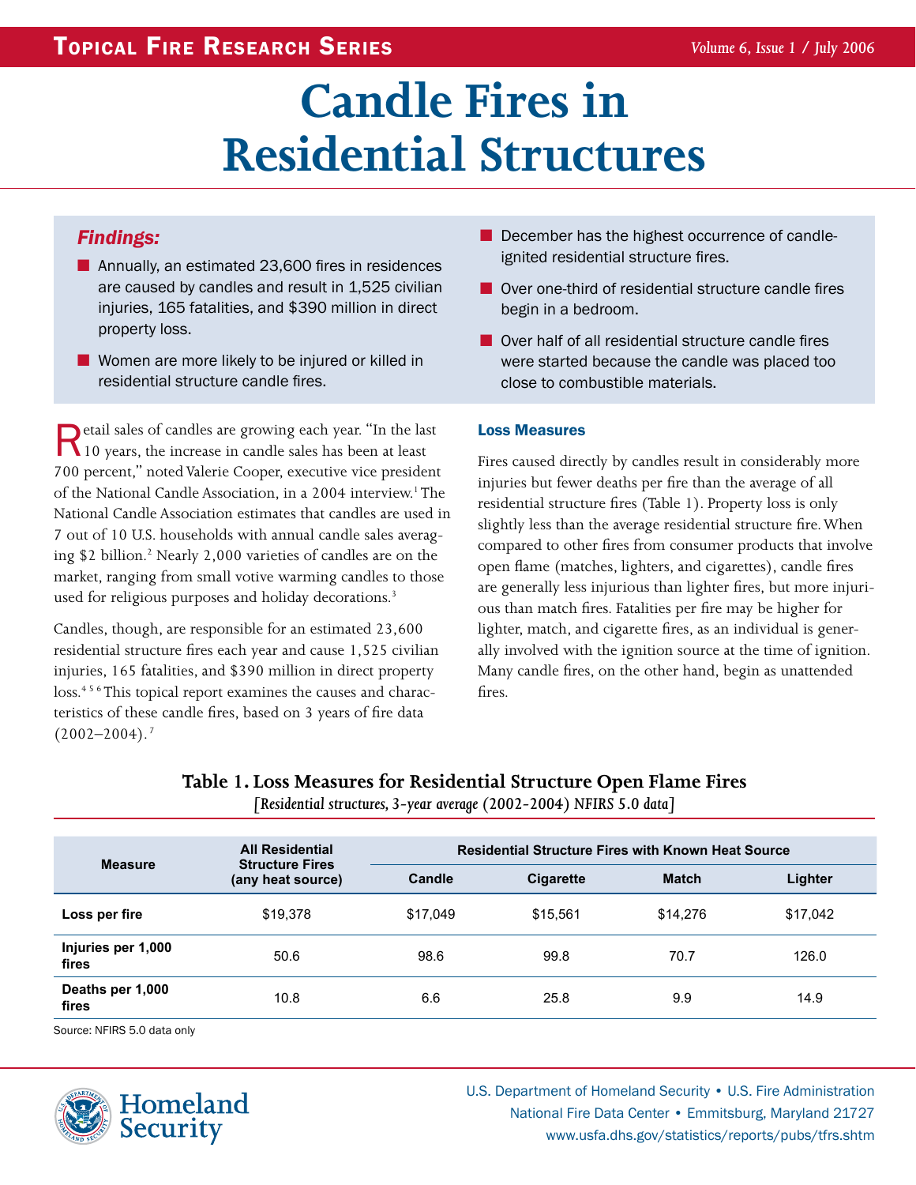# Candle Fires in Residential Structures

***Findings:***

- Annually, an estimated 23,600 fires in residences are caused by candles and result in 1,525 civilian injuries, 165 fatalities, and $390 million in direct property loss.
- Women are more likely to be injured or killed in residential structure candle fires.
- December has the highest occurrence of candle-ignited residential structure fires.
- Over one-third of residential structure candle fires begin in a bedroom.
- Over half of all residential structure candle fires were started because the candle was placed too close to combustible materials.

Retail sales of candles are growing each year. "In the last 10 years, the increase in candle sales has been at least 700 percent," noted Valerie Cooper, executive vice president of the National Candle Association, in a 2004 interview.[1] The National Candle Association estimates that candles are used in 7 out of 10 U.S. households with annual candle sales averaging $2 billion.[2] Nearly 2,000 varieties of candles are on the market, ranging from small votive warming candles to those used for religious purposes and holiday decorations.[3]

Candles, though, are responsible for an estimated 23,600 residential structure fires each year and cause 1,525 civilian injuries, 165 fatalities, and $390 million in direct property loss.[4 5 6] This topical report examines the causes and characteristics of these candle fires, based on 3 years of fire data (2002–2004).[7]

### Loss Measures

Fires caused directly by candles result in considerably more injuries but fewer deaths per fire than the average of all residential structure fires (Table 1). Property loss is only slightly less than the average residential structure fire. When compared to other fires from consumer products that involve open flame (matches, lighters, and cigarettes), candle fires are generally less injurious than lighter fires, but more injurious than match fires. Fatalities per fire may be higher for lighter, match, and cigarette fires, as an individual is generally involved with the ignition source at the time of ignition. Many candle fires, on the other hand, begin as unattended fires.

**Table 1. Loss Measures for Residential Structure Open Flame Fires**

*[Residential structures, 3-year average (2002-2004) NFIRS 5.0 data]*

| Measure | All Residential Structure Fires (any heat source) | Residential Structure Fires with Known Heat Source | | | |
|---|---|---|---|---|---|
| | | Candle | Cigarette | Match | Lighter |
| Loss per fire | $19,378 | $17,049 | $15,561 | $14,276 | $17,042 |
| Injuries per 1,000 fires | 50.6 | 98.6 | 99.8 | 70.7 | 126.0 |
| Deaths per 1,000 fires | 10.8 | 6.6 | 25.8 | 9.9 | 14.9 |

Source: NFIRS 5.0 data only

U.S. Department of Homeland Security • U.S. Fire Administration
National Fire Data Center • Emmitsburg, Maryland 21727
www.usfa.dhs.gov/statistics/reports/pubs/tfrs.shtm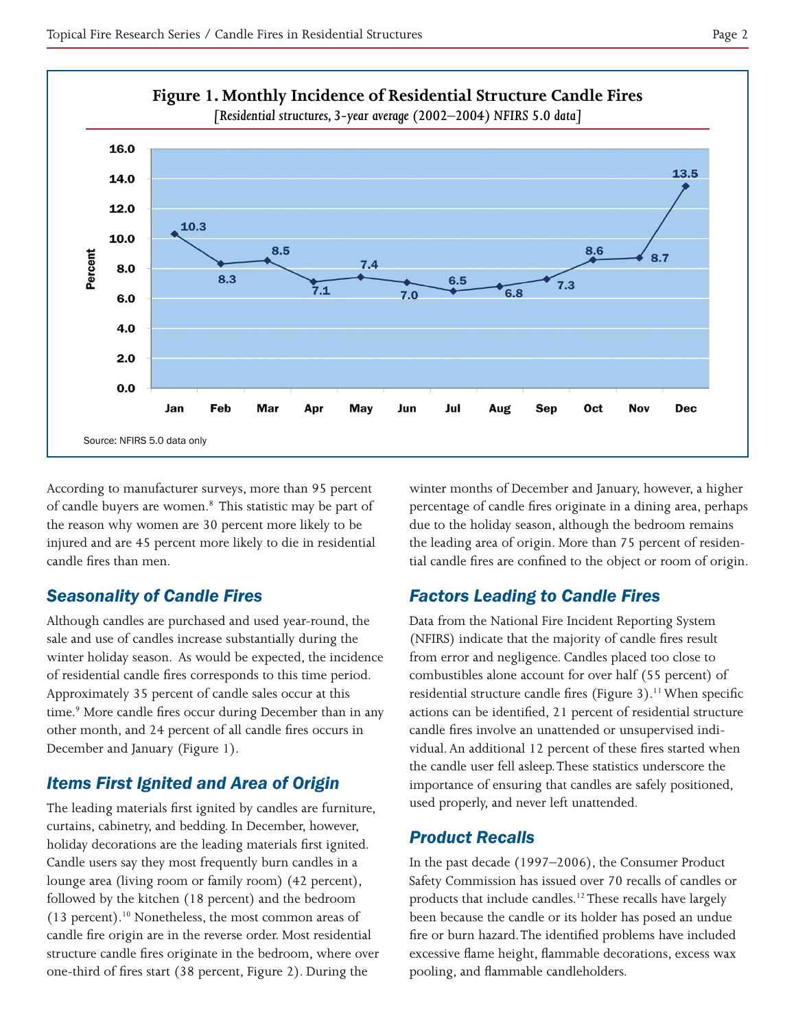**Figure 1. Monthly Incidence of Residential Structure Candle Fires**

*[Residential structures, 3-year average (2002–2004) NFIRS 5.0 data]*

| Month | Percent |
|---|---|
| Jan | 10.3 |
| Feb | 8.3 |
| Mar | 8.5 |
| Apr | 7.1 |
| May | 7.4 |
| Jun | 7.0 |
| Jul | 6.5 |
| Aug | 6.8 |
| Sep | 7.3 |
| Oct | 8.6 |
| Nov | 8.7 |
| Dec | 13.5 |

Source: NFIRS 5.0 data only

According to manufacturer surveys, more than 95 percent of candle buyers are women.[8] This statistic may be part of the reason why women are 30 percent more likely to be injured and are 45 percent more likely to die in residential candle fires than men.

## Seasonality of Candle Fires

Although candles are purchased and used year-round, the sale and use of candles increase substantially during the winter holiday season. As would be expected, the incidence of residential candle fires corresponds to this time period. Approximately 35 percent of candle sales occur at this time.[9] More candle fires occur during December than in any other month, and 24 percent of all candle fires occurs in December and January (Figure 1).

## Items First Ignited and Area of Origin

The leading materials first ignited by candles are furniture, curtains, cabinetry, and bedding. In December, however, holiday decorations are the leading materials first ignited. Candle users say they most frequently burn candles in a lounge area (living room or family room) (42 percent), followed by the kitchen (18 percent) and the bedroom (13 percent).[10] Nonetheless, the most common areas of candle fire origin are in the reverse order. Most residential structure candle fires originate in the bedroom, where over one-third of fires start (38 percent, Figure 2). During the winter months of December and January, however, a higher percentage of candle fires originate in a dining area, perhaps due to the holiday season, although the bedroom remains the leading area of origin. More than 75 percent of residential candle fires are confined to the object or room of origin.

## Factors Leading to Candle Fires

Data from the National Fire Incident Reporting System (NFIRS) indicate that the majority of candle fires result from error and negligence. Candles placed too close to combustibles alone account for over half (55 percent) of residential structure candle fires (Figure 3).[11] When specific actions can be identified, 21 percent of residential structure candle fires involve an unattended or unsupervised individual. An additional 12 percent of these fires started when the candle user fell asleep. These statistics underscore the importance of ensuring that candles are safely positioned, used properly, and never left unattended.

## Product Recalls

In the past decade (1997–2006), the Consumer Product Safety Commission has issued over 70 recalls of candles or products that include candles.[12] These recalls have largely been because the candle or its holder has posed an undue fire or burn hazard. The identified problems have included excessive flame height, flammable decorations, excess wax pooling, and flammable candleholders.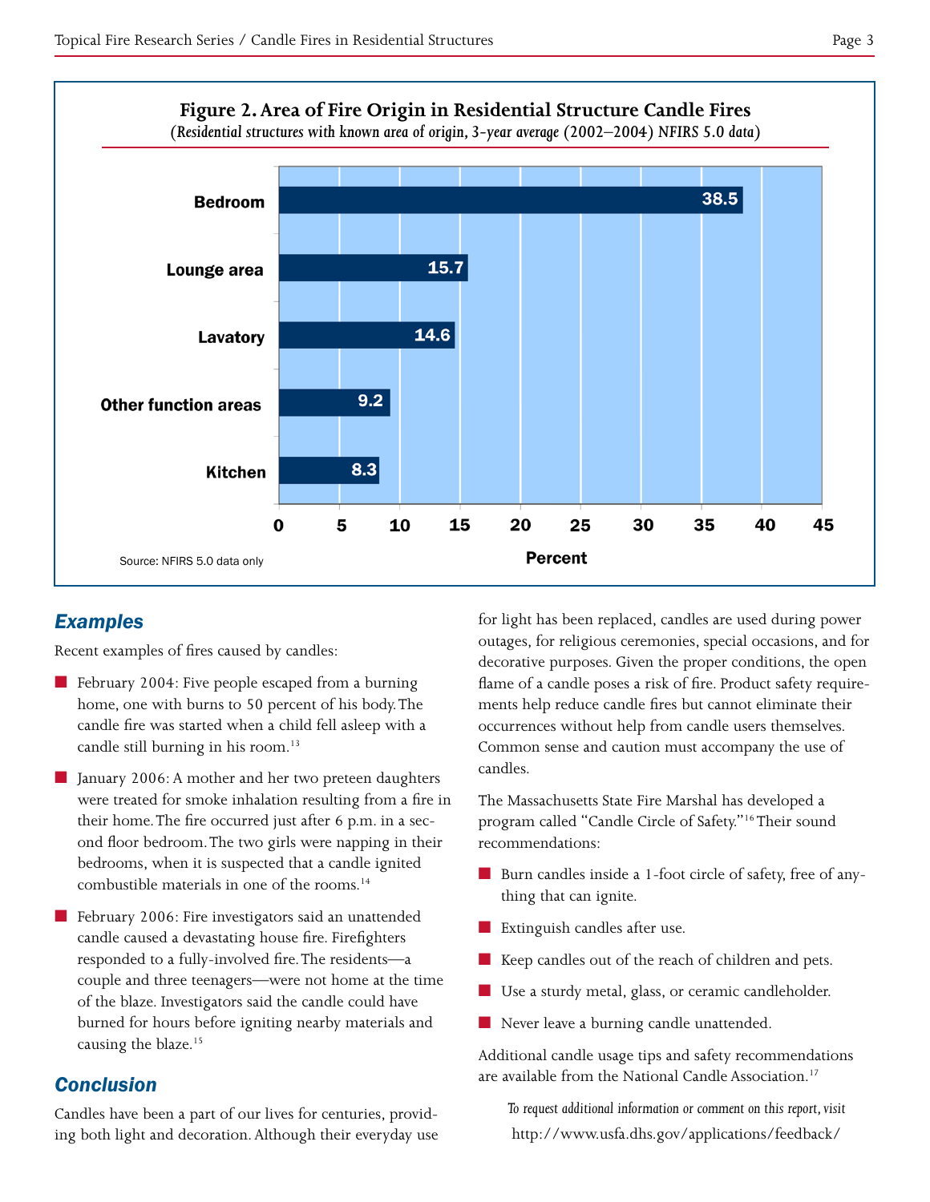**Figure 2. Area of Fire Origin in Residential Structure Candle Fires**

*(Residential structures with known area of origin, 3-year average (2002–2004) NFIRS 5.0 data)*

| Area | Percent |
|---|---|
| Bedroom | 38.5 |
| Lounge area | 15.7 |
| Lavatory | 14.6 |
| Other function areas | 9.2 |
| Kitchen | 8.3 |

Source: NFIRS 5.0 data only

## Examples

Recent examples of fires caused by candles:

- February 2004: Five people escaped from a burning home, one with burns to 50 percent of his body. The candle fire was started when a child fell asleep with a candle still burning in his room.[13]
- January 2006: A mother and her two preteen daughters were treated for smoke inhalation resulting from a fire in their home. The fire occurred just after 6 p.m. in a second floor bedroom. The two girls were napping in their bedrooms, when it is suspected that a candle ignited combustible materials in one of the rooms.[14]
- February 2006: Fire investigators said an unattended candle caused a devastating house fire. Firefighters responded to a fully-involved fire. The residents—a couple and three teenagers—were not home at the time of the blaze. Investigators said the candle could have burned for hours before igniting nearby materials and causing the blaze.[15]

## Conclusion

Candles have been a part of our lives for centuries, providing both light and decoration. Although their everyday use for light has been replaced, candles are used during power outages, for religious ceremonies, special occasions, and for decorative purposes. Given the proper conditions, the open flame of a candle poses a risk of fire. Product safety requirements help reduce candle fires but cannot eliminate their occurrences without help from candle users themselves. Common sense and caution must accompany the use of candles.

The Massachusetts State Fire Marshal has developed a program called "Candle Circle of Safety."[16] Their sound recommendations:

- Burn candles inside a 1-foot circle of safety, free of anything that can ignite.
- Extinguish candles after use.
- Keep candles out of the reach of children and pets.
- Use a sturdy metal, glass, or ceramic candleholder.
- Never leave a burning candle unattended.

Additional candle usage tips and safety recommendations are available from the National Candle Association.[17]

*To request additional information or comment on this report, visit*
http://www.usfa.dhs.gov/applications/feedback/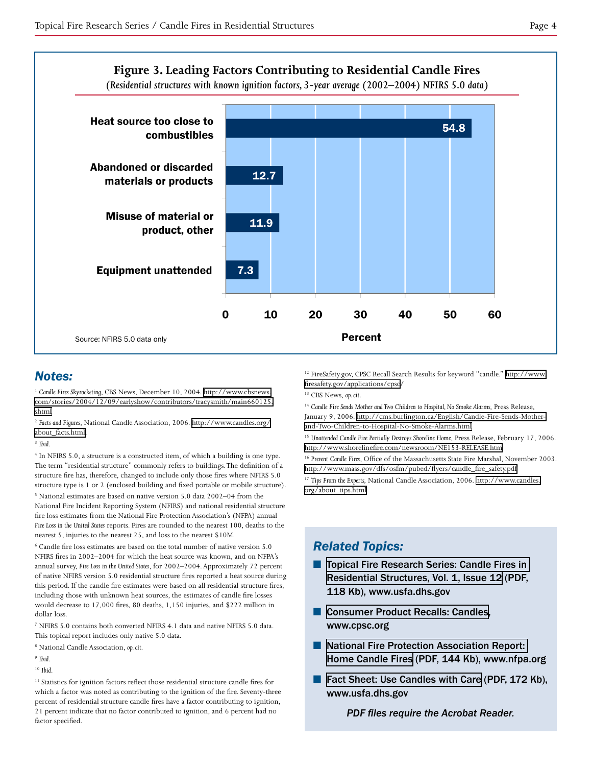## Figure 3. Leading Factors Contributing to Residential Candle Fires

*(Residential structures with known ignition factors, 3-year average (2002–2004) NFIRS 5.0 data)*

Heat source too close to combustibles 54.8

Abandoned or discarded materials or products 12.7

Misuse of material or product, other 11.9

Equipment unattended 7.3

0 10 20 30 40 50 60

Percent

Source: NFIRS 5.0 data only

## Notes:

[1] *Candle Fires Skyrocketing*, CBS News, December 10, 2004. http://www.cbsnews.com/stories/2004/12/09/earlyshow/contributors/tracysmith/main660125.shtml

[2] *Facts and Figures*, National Candle Association, 2006. http://www.candles.org/about_facts.html.

[3] *Ibid*.

[4] In NFIRS 5.0, a structure is a constructed item, of which a building is one type. The term "residential structure" commonly refers to buildings. The definition of a structure fire has, therefore, changed to include only those fires where NFIRS 5.0 structure type is 1 or 2 (enclosed building and fixed portable or mobile structure).

[5] National estimates are based on native version 5.0 data 2002–04 from the National Fire Incident Reporting System (NFIRS) and national residential structure fire loss estimates from the National Fire Protection Association's (NFPA) annual *Fire Loss in the United States* reports. Fires are rounded to the nearest 100, deaths to the nearest 5, injuries to the nearest 25, and loss to the nearest $10M.

[6] Candle fire loss estimates are based on the total number of native version 5.0 NFIRS fires in 2002–2004 for which the heat source was known, and on NFPA's annual survey, *Fire Loss in the United States*, for 2002–2004. Approximately 72 percent of native NFIRS version 5.0 residential structure fires reported a heat source during this period. If the candle fire estimates were based on all residential structure fires, including those with unknown heat sources, the estimates of candle fire losses would decrease to 17,000 fires, 80 deaths, 1,150 injuries, and $222 million in dollar loss.

[7] NFIRS 5.0 contains both converted NFIRS 4.1 data and native NFIRS 5.0 data. This topical report includes only native 5.0 data.

[8] National Candle Association, *op. cit.*

[9] *Ibid*.

[10] *Ibid*.

[11] Statistics for ignition factors reflect those residential structure candle fires for which a factor was noted as contributing to the ignition of the fire. Seventy-three percent of residential structure candle fires have a factor contributing to ignition, 21 percent indicate that no factor contributed to ignition, and 6 percent had no factor specified.

[12] FireSafety.gov, CPSC Recall Search Results for keyword "candle." http://www.firesafety.gov/applications/cpsc/

[13] CBS News, *op. cit.*

[14] *Candle Fire Sends Mother and Two Children to Hospital, No Smoke Alarms,* Press Release, January 9, 2006. http://cms.burlington.ca/English/Candle-Fire-Sends-Mother-and-Two-Children-to-Hospital-No-Smoke-Alarms.html

[15] *Unattended Candle Fire Partially Destroys Shoreline Home*, Press Release, February 17, 2006. http://www.shorelinefire.com/newsroom/NE153-RELEASE.htm

[16] *Prevent Candle Fires*, Office of the Massachusetts State Fire Marshal, November 2003. http://www.mass.gov/dfs/osfm/pubed/flyers/candle_fire_safety.pdf

[17] *Tips From the Experts*, National Candle Association, 2006. http://www.candles.org/about_tips.html

## Related Topics:

- **Topical Fire Research Series: Candle Fires in Residential Structures, Vol. 1, Issue 12 (PDF, 118 Kb), www.usfa.dhs.gov**
- **Consumer Product Recalls: Candles, www.cpsc.org**
- **National Fire Protection Association Report: Home Candle Fires (PDF, 144 Kb), www.nfpa.org**
- **Fact Sheet: Use Candles with Care (PDF, 172 Kb), www.usfa.dhs.gov**

***PDF files require the Acrobat Reader.***